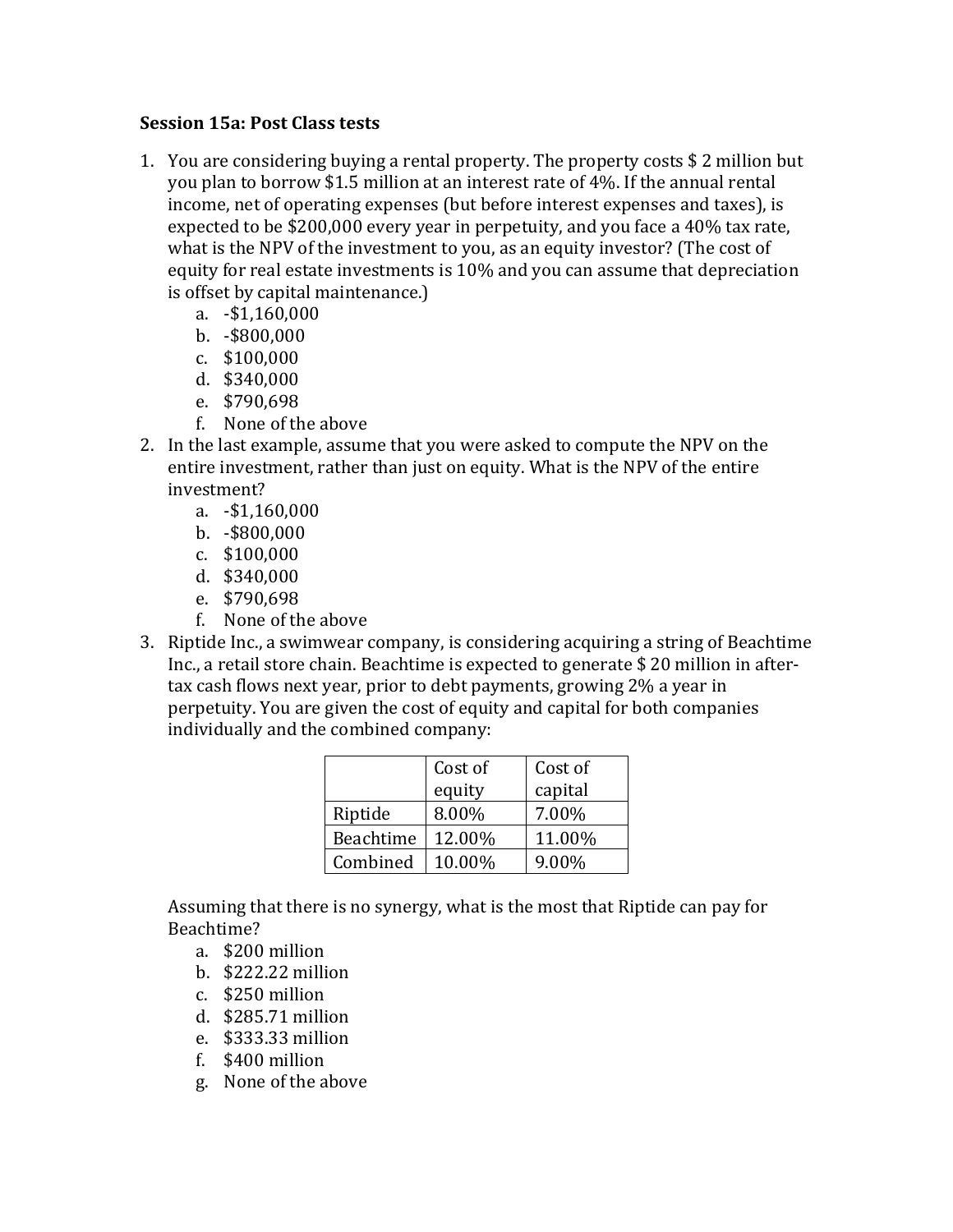**Session 15a: Post Class tests**

1. You are considering buying a rental property. The property costs $ 2 million but you plan to borrow $1.5 million at an interest rate of 4%. If the annual rental income, net of operating expenses (but before interest expenses and taxes), is expected to be $200,000 every year in perpetuity, and you face a 40% tax rate, what is the NPV of the investment to you, as an equity investor? (The cost of equity for real estate investments is 10% and you can assume that depreciation is offset by capital maintenance.)
   a. -$1,160,000
   b. -$800,000
   c. $100,000
   d. $340,000
   e. $790,698
   f. None of the above
2. In the last example, assume that you were asked to compute the NPV on the entire investment, rather than just on equity. What is the NPV of the entire investment?
   a. -$1,160,000
   b. -$800,000
   c. $100,000
   d. $340,000
   e. $790,698
   f. None of the above
3. Riptide Inc., a swimwear company, is considering acquiring a string of Beachtime Inc., a retail store chain. Beachtime is expected to generate $ 20 million in after-tax cash flows next year, prior to debt payments, growing 2% a year in perpetuity. You are given the cost of equity and capital for both companies individually and the combined company:

   |  | Cost of equity | Cost of capital |
   |---|---|---|
   | Riptide | 8.00% | 7.00% |
   | Beachtime | 12.00% | 11.00% |
   | Combined | 10.00% | 9.00% |

   Assuming that there is no synergy, what is the most that Riptide can pay for Beachtime?
   a. $200 million
   b. $222.22 million
   c. $250 million
   d. $285.71 million
   e. $333.33 million
   f. $400 million
   g. None of the above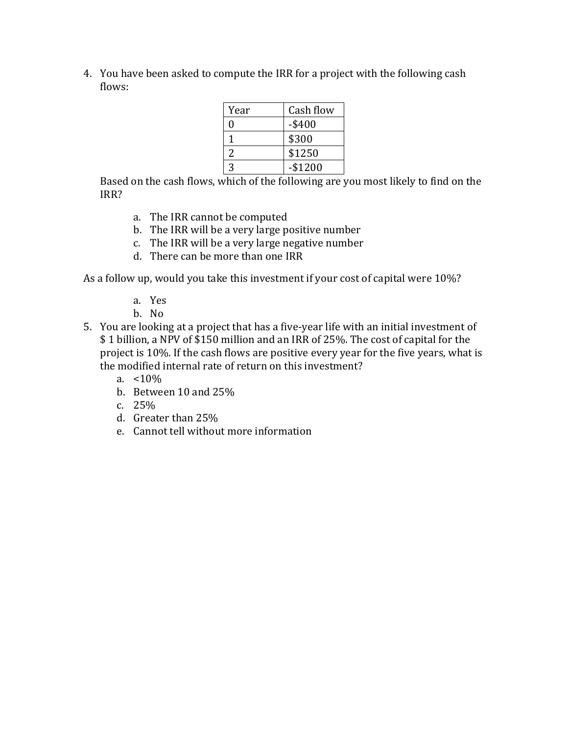4. You have been asked to compute the IRR for a project with the following cash flows:

| Year | Cash flow |
|---|---|
| 0 | -$400 |
| 1 | $300 |
| 2 | $1250 |
| 3 | -$1200 |

   Based on the cash flows, which of the following are you most likely to find on the IRR?

   a. The IRR cannot be computed
   b. The IRR will be a very large positive number
   c. The IRR will be a very large negative number
   d. There can be more than one IRR

As a follow up, would you take this investment if your cost of capital were 10%?

   a. Yes
   b. No

5. You are looking at a project that has a five-year life with an initial investment of $ 1 billion, a NPV of $150 million and an IRR of 25%. The cost of capital for the project is 10%. If the cash flows are positive every year for the five years, what is the modified internal rate of return on this investment?
   a. <10%
   b. Between 10 and 25%
   c. 25%
   d. Greater than 25%
   e. Cannot tell without more information